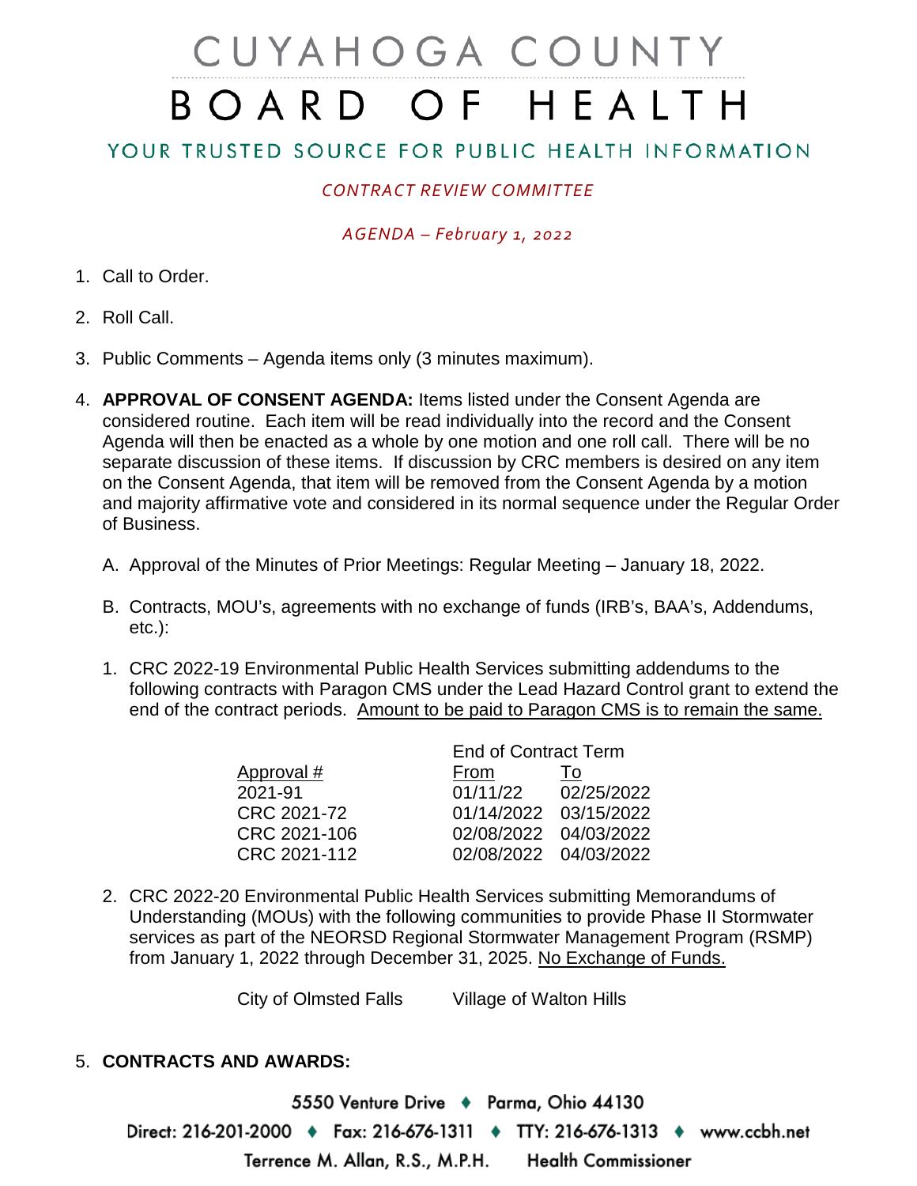# CUYAHOGA COUNTY BOARD OF HEALTH

YOUR TRUSTED SOURCE FOR PUBLIC HEALTH INFORMATION

*CONTRACT REVIEW COMMITTEE*

*AGENDA – February 1, 2022*

1. Call to Order.

2. Roll Call.

3. Public Comments – Agenda items only (3 minutes maximum).

4. **APPROVAL OF CONSENT AGENDA:** Items listed under the Consent Agenda are considered routine. Each item will be read individually into the record and the Consent Agenda will then be enacted as a whole by one motion and one roll call. There will be no separate discussion of these items. If discussion by CRC members is desired on any item on the Consent Agenda, that item will be removed from the Consent Agenda by a motion and majority affirmative vote and considered in its normal sequence under the Regular Order of Business.

   A. Approval of the Minutes of Prior Meetings: Regular Meeting – January 18, 2022.

   B. Contracts, MOU's, agreements with no exchange of funds (IRB's, BAA's, Addendums, etc.):

   1. CRC 2022-19 Environmental Public Health Services submitting addendums to the following contracts with Paragon CMS under the Lead Hazard Control grant to extend the end of the contract periods. Amount to be paid to Paragon CMS is to remain the same.

| | End of Contract Term | |
|---|---|---|
| Approval # | From | To |
| 2021-91 | 01/11/22 | 02/25/2022 |
| CRC 2021-72 | 01/14/2022 | 03/15/2022 |
| CRC 2021-106 | 02/08/2022 | 04/03/2022 |
| CRC 2021-112 | 02/08/2022 | 04/03/2022 |

   2. CRC 2022-20 Environmental Public Health Services submitting Memorandums of Understanding (MOUs) with the following communities to provide Phase II Stormwater services as part of the NEORSD Regional Stormwater Management Program (RSMP) from January 1, 2022 through December 31, 2025. No Exchange of Funds.

      City of Olmsted Falls  Village of Walton Hills

5. **CONTRACTS AND AWARDS:**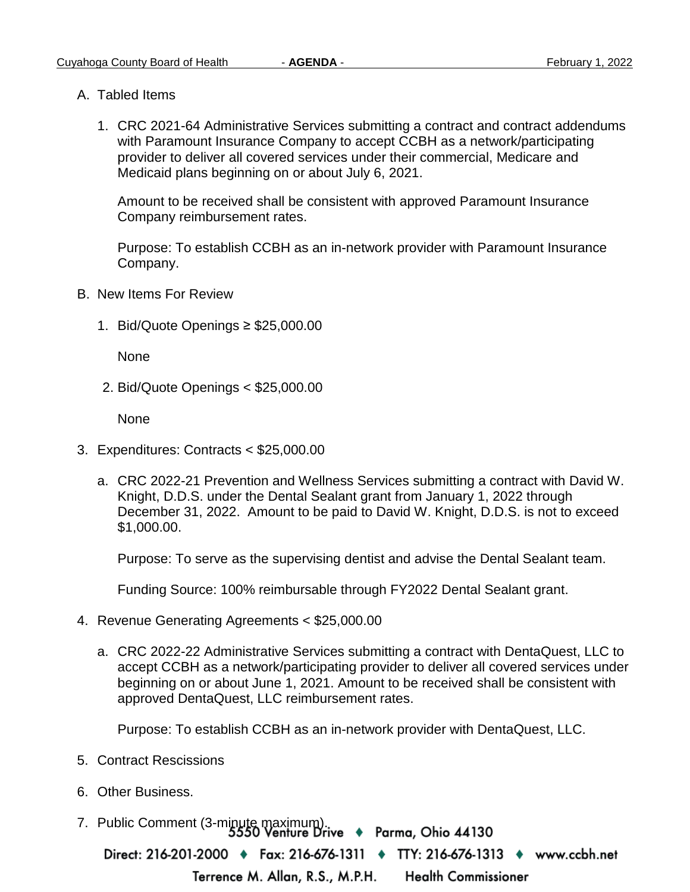A. Tabled Items

   1. CRC 2021-64 Administrative Services submitting a contract and contract addendums with Paramount Insurance Company to accept CCBH as a network/participating provider to deliver all covered services under their commercial, Medicare and Medicaid plans beginning on or about July 6, 2021.

      Amount to be received shall be consistent with approved Paramount Insurance Company reimbursement rates.

      Purpose: To establish CCBH as an in-network provider with Paramount Insurance Company.

B. New Items For Review

   1. Bid/Quote Openings ≥ $25,000.00

      None

   2. Bid/Quote Openings < $25,000.00

      None

3. Expenditures: Contracts < $25,000.00

   a. CRC 2022-21 Prevention and Wellness Services submitting a contract with David W. Knight, D.D.S. under the Dental Sealant grant from January 1, 2022 through December 31, 2022. Amount to be paid to David W. Knight, D.D.S. is not to exceed $1,000.00.

      Purpose: To serve as the supervising dentist and advise the Dental Sealant team.

      Funding Source: 100% reimbursable through FY2022 Dental Sealant grant.

4. Revenue Generating Agreements < $25,000.00

   a. CRC 2022-22 Administrative Services submitting a contract with DentaQuest, LLC to accept CCBH as a network/participating provider to deliver all covered services under beginning on or about June 1, 2021. Amount to be received shall be consistent with approved DentaQuest, LLC reimbursement rates.

      Purpose: To establish CCBH as an in-network provider with DentaQuest, LLC.

5. Contract Rescissions

6. Other Business.

7. Public Comment (3-minute maximum).

5550 Venture Drive ♦ Parma, Ohio 44130

Direct: 216-201-2000 ♦ Fax: 216-676-1311 ♦ TTY: 216-676-1313 ♦ www.ccbh.net

Terrence M. Allan, R.S., M.P.H. Health Commissioner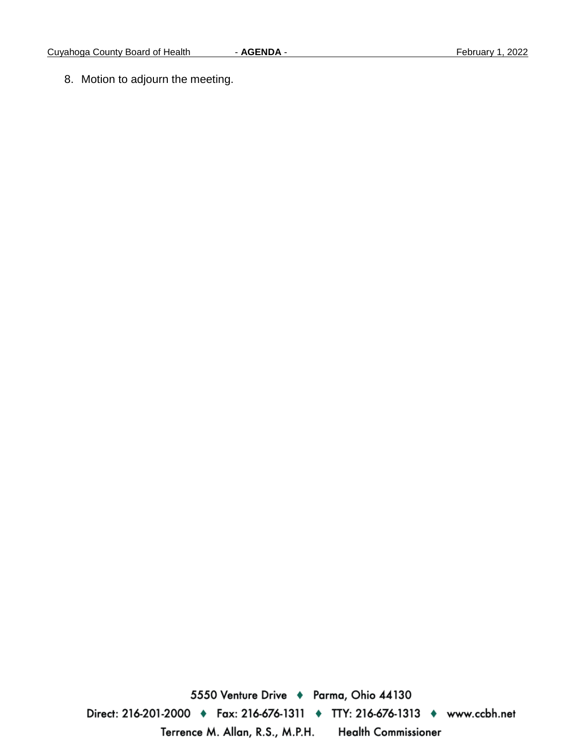8. Motion to adjourn the meeting.